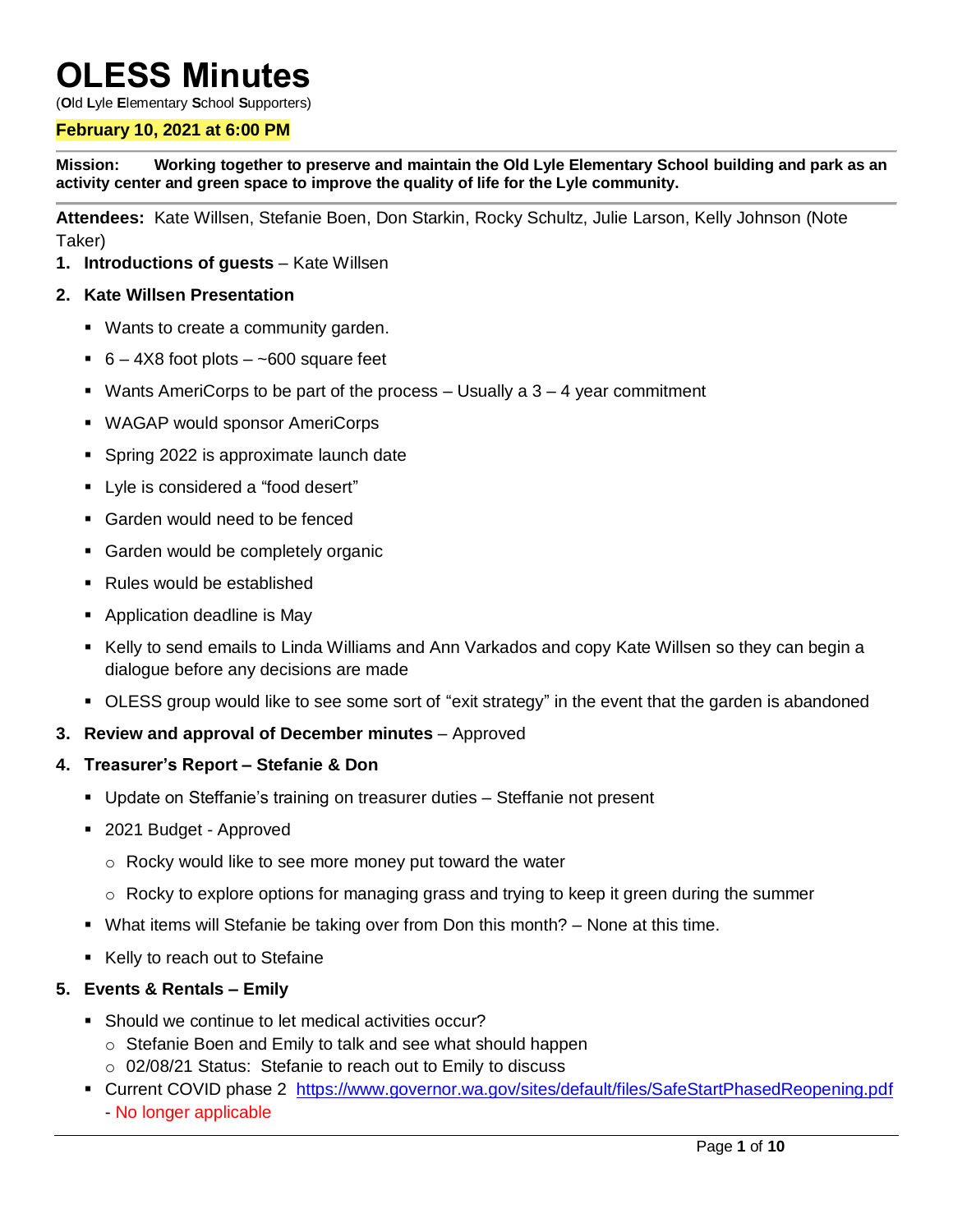# OLESS Minutes

(**O**ld **L**yle **E**lementary **S**chool **S**upporters)

**February 10, 2021 at 6:00 PM**

**Mission: Working together to preserve and maintain the Old Lyle Elementary School building and park as an activity center and green space to improve the quality of life for the Lyle community.**

**Attendees:** Kate Willsen, Stefanie Boen, Don Starkin, Rocky Schultz, Julie Larson, Kelly Johnson (Note Taker)

1. **Introductions of guests** – Kate Willsen
2. **Kate Willsen Presentation**
   - Wants to create a community garden.
   - 6 – 4X8 foot plots – ~600 square feet
   - Wants AmeriCorps to be part of the process – Usually a 3 – 4 year commitment
   - WAGAP would sponsor AmeriCorps
   - Spring 2022 is approximate launch date
   - Lyle is considered a "food desert"
   - Garden would need to be fenced
   - Garden would be completely organic
   - Rules would be established
   - Application deadline is May
   - Kelly to send emails to Linda Williams and Ann Varkados and copy Kate Willsen so they can begin a dialogue before any decisions are made
   - OLESS group would like to see some sort of "exit strategy" in the event that the garden is abandoned
3. **Review and approval of December minutes** – Approved
4. **Treasurer's Report – Stefanie & Don**
   - Update on Steffanie's training on treasurer duties – Steffanie not present
   - 2021 Budget - Approved
     - Rocky would like to see more money put toward the water
     - Rocky to explore options for managing grass and trying to keep it green during the summer
   - What items will Stefanie be taking over from Don this month? – None at this time.
   - Kelly to reach out to Stefaine
5. **Events & Rentals – Emily**
   - Should we continue to let medical activities occur?
     - Stefanie Boen and Emily to talk and see what should happen
     - 02/08/21 Status: Stefanie to reach out to Emily to discuss
   - Current COVID phase 2 https://www.governor.wa.gov/sites/default/files/SafeStartPhasedReopening.pdf - No longer applicable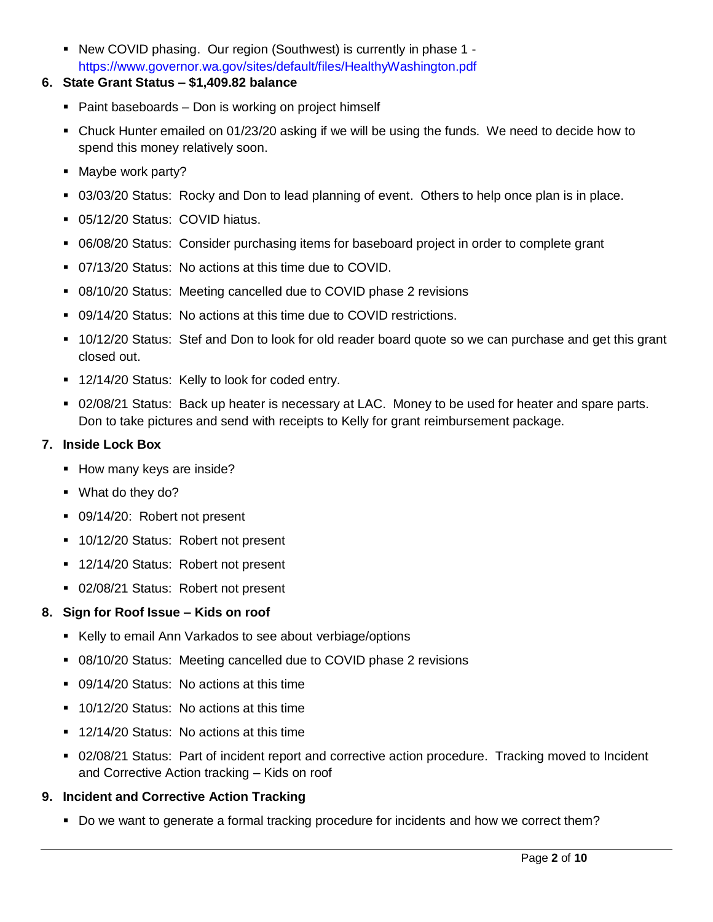- New COVID phasing.  Our region (Southwest) is currently in phase 1 - https://www.governor.wa.gov/sites/default/files/HealthyWashington.pdf

**6. State Grant Status – $1,409.82 balance**

- Paint baseboards – Don is working on project himself
- Chuck Hunter emailed on 01/23/20 asking if we will be using the funds.  We need to decide how to spend this money relatively soon.
- Maybe work party?
- 03/03/20 Status:  Rocky and Don to lead planning of event.  Others to help once plan is in place.
- 05/12/20 Status:  COVID hiatus.
- 06/08/20 Status:  Consider purchasing items for baseboard project in order to complete grant
- 07/13/20 Status:  No actions at this time due to COVID.
- 08/10/20 Status:  Meeting cancelled due to COVID phase 2 revisions
- 09/14/20 Status:  No actions at this time due to COVID restrictions.
- 10/12/20 Status:  Stef and Don to look for old reader board quote so we can purchase and get this grant closed out.
- 12/14/20 Status:  Kelly to look for coded entry.
- 02/08/21 Status:  Back up heater is necessary at LAC.  Money to be used for heater and spare parts.  Don to take pictures and send with receipts to Kelly for grant reimbursement package.

**7. Inside Lock Box**

- How many keys are inside?
- What do they do?
- 09/14/20:  Robert not present
- 10/12/20 Status:  Robert not present
- 12/14/20 Status:  Robert not present
- 02/08/21 Status:  Robert not present

**8. Sign for Roof Issue – Kids on roof**

- Kelly to email Ann Varkados to see about verbiage/options
- 08/10/20 Status:  Meeting cancelled due to COVID phase 2 revisions
- 09/14/20 Status:  No actions at this time
- 10/12/20 Status:  No actions at this time
- 12/14/20 Status:  No actions at this time
- 02/08/21 Status:  Part of incident report and corrective action procedure.  Tracking moved to Incident and Corrective Action tracking – Kids on roof

**9. Incident and Corrective Action Tracking**

- Do we want to generate a formal tracking procedure for incidents and how we correct them?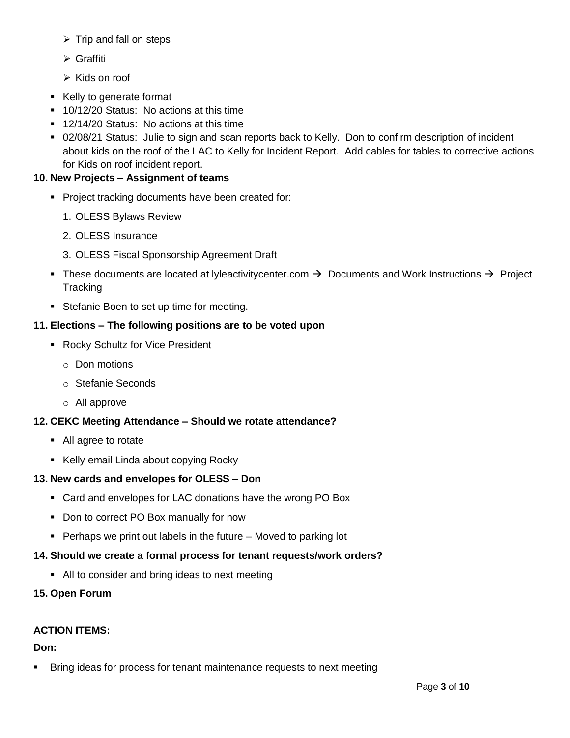- Trip and fall on steps
- Graffiti
- Kids on roof

- Kelly to generate format
- 10/12/20 Status: No actions at this time
- 12/14/20 Status: No actions at this time
- 02/08/21 Status: Julie to sign and scan reports back to Kelly. Don to confirm description of incident about kids on the roof of the LAC to Kelly for Incident Report. Add cables for tables to corrective actions for Kids on roof incident report.

**10. New Projects – Assignment of teams**

- Project tracking documents have been created for:
  1. OLESS Bylaws Review
  2. OLESS Insurance
  3. OLESS Fiscal Sponsorship Agreement Draft
- These documents are located at lyleactivitycenter.com → Documents and Work Instructions → Project Tracking
- Stefanie Boen to set up time for meeting.

**11. Elections – The following positions are to be voted upon**

- Rocky Schultz for Vice President
  - Don motions
  - Stefanie Seconds
  - All approve

**12. CEKC Meeting Attendance – Should we rotate attendance?**

- All agree to rotate
- Kelly email Linda about copying Rocky

**13. New cards and envelopes for OLESS – Don**

- Card and envelopes for LAC donations have the wrong PO Box
- Don to correct PO Box manually for now
- Perhaps we print out labels in the future – Moved to parking lot

**14. Should we create a formal process for tenant requests/work orders?**

- All to consider and bring ideas to next meeting

**15. Open Forum**

**ACTION ITEMS:**

**Don:**

- Bring ideas for process for tenant maintenance requests to next meeting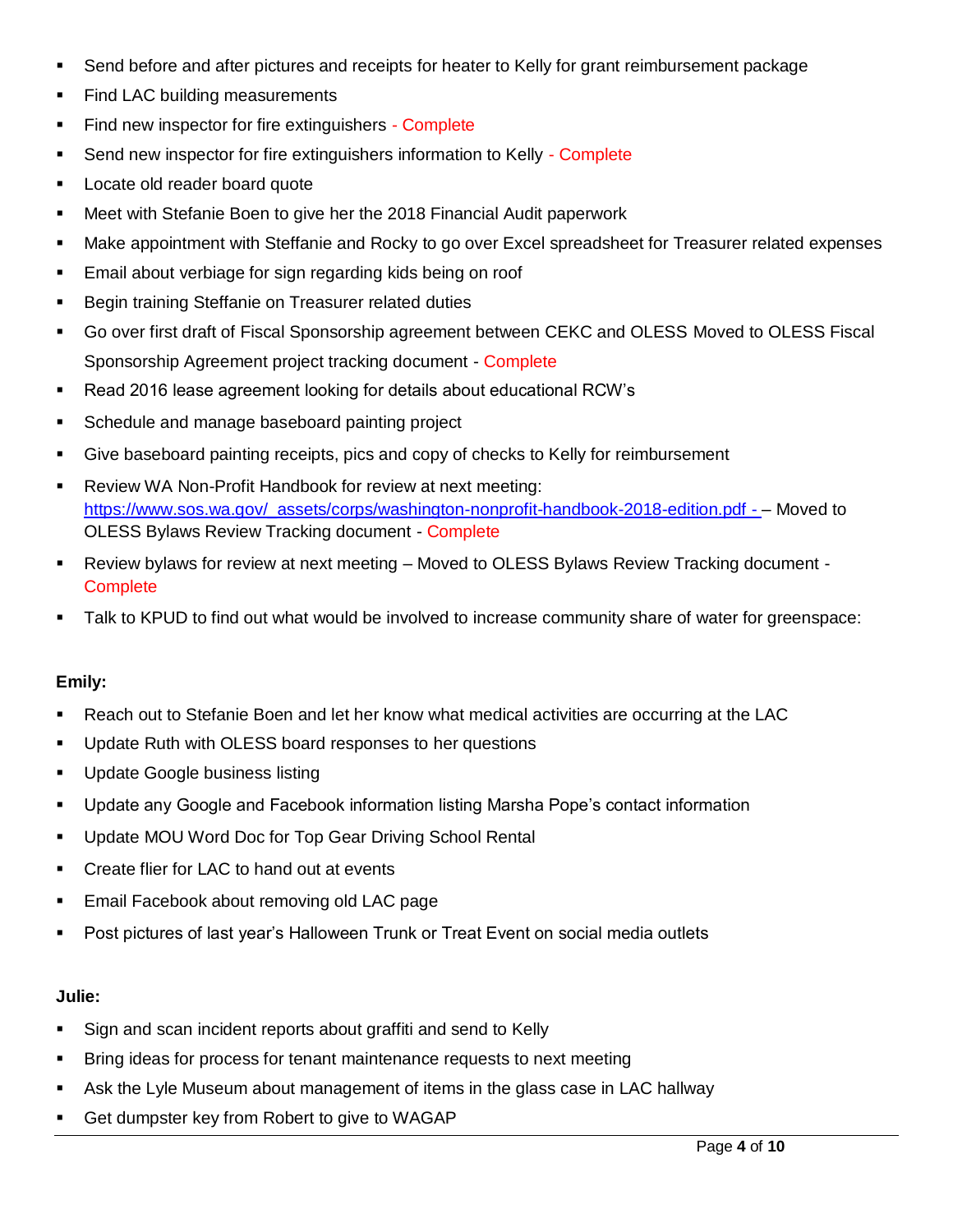- Send before and after pictures and receipts for heater to Kelly for grant reimbursement package
- Find LAC building measurements
- Find new inspector for fire extinguishers - Complete
- Send new inspector for fire extinguishers information to Kelly - Complete
- Locate old reader board quote
- Meet with Stefanie Boen to give her the 2018 Financial Audit paperwork
- Make appointment with Steffanie and Rocky to go over Excel spreadsheet for Treasurer related expenses
- Email about verbiage for sign regarding kids being on roof
- Begin training Steffanie on Treasurer related duties
- Go over first draft of Fiscal Sponsorship agreement between CEKC and OLESS Moved to OLESS Fiscal Sponsorship Agreement project tracking document - Complete
- Read 2016 lease agreement looking for details about educational RCW's
- Schedule and manage baseboard painting project
- Give baseboard painting receipts, pics and copy of checks to Kelly for reimbursement
- Review WA Non-Profit Handbook for review at next meeting: [https://www.sos.wa.gov/_assets/corps/washington-nonprofit-handbook-2018-edition.pdf -](https://www.sos.wa.gov/_assets/corps/washington-nonprofit-handbook-2018-edition.pdf) – Moved to OLESS Bylaws Review Tracking document - Complete
- Review bylaws for review at next meeting – Moved to OLESS Bylaws Review Tracking document - Complete
- Talk to KPUD to find out what would be involved to increase community share of water for greenspace:

**Emily:**

- Reach out to Stefanie Boen and let her know what medical activities are occurring at the LAC
- Update Ruth with OLESS board responses to her questions
- Update Google business listing
- Update any Google and Facebook information listing Marsha Pope's contact information
- Update MOU Word Doc for Top Gear Driving School Rental
- Create flier for LAC to hand out at events
- Email Facebook about removing old LAC page
- Post pictures of last year's Halloween Trunk or Treat Event on social media outlets

**Julie:**

- Sign and scan incident reports about graffiti and send to Kelly
- Bring ideas for process for tenant maintenance requests to next meeting
- Ask the Lyle Museum about management of items in the glass case in LAC hallway
- Get dumpster key from Robert to give to WAGAP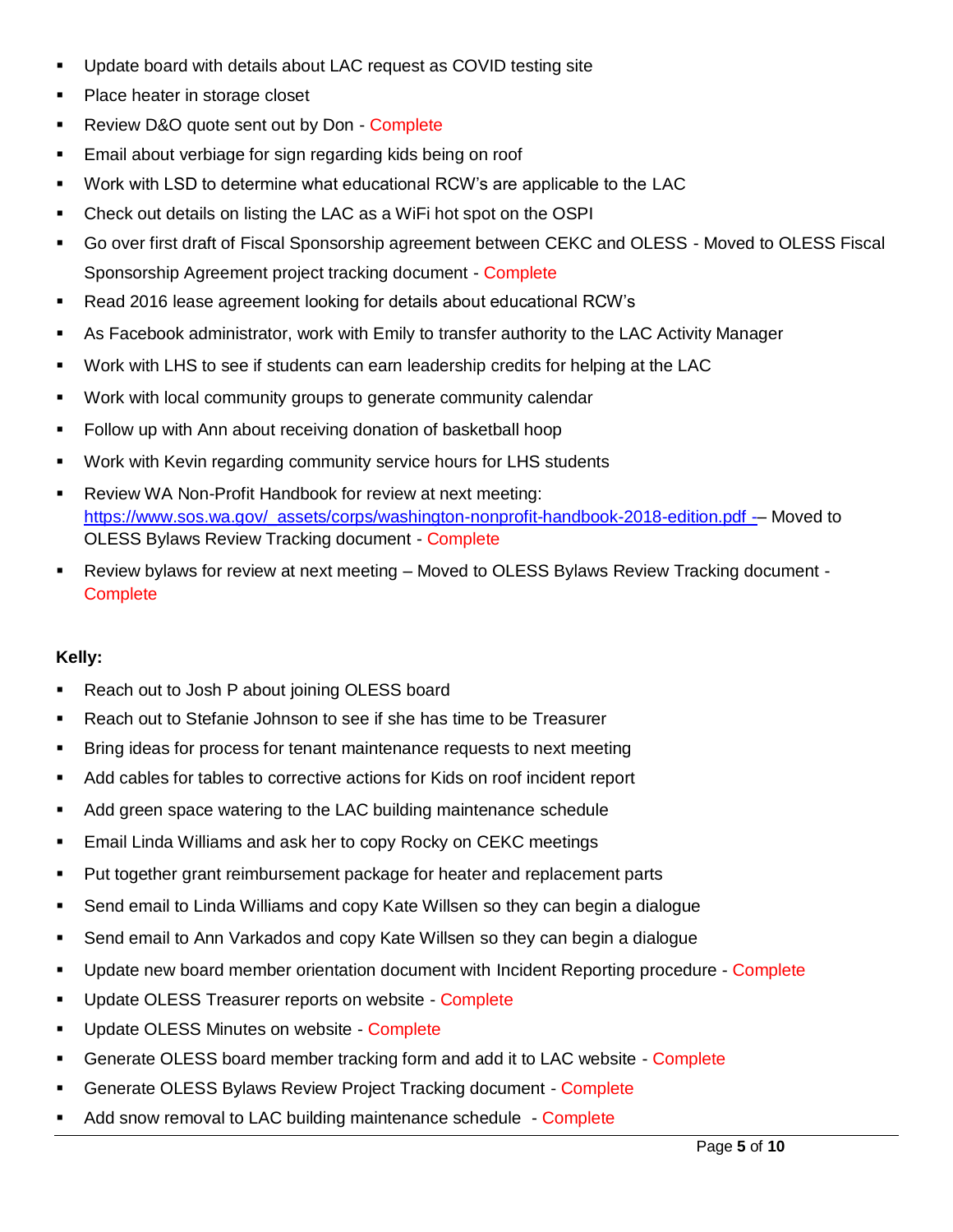- Update board with details about LAC request as COVID testing site
- Place heater in storage closet
- Review D&O quote sent out by Don - Complete
- Email about verbiage for sign regarding kids being on roof
- Work with LSD to determine what educational RCW's are applicable to the LAC
- Check out details on listing the LAC as a WiFi hot spot on the OSPI
- Go over first draft of Fiscal Sponsorship agreement between CEKC and OLESS - Moved to OLESS Fiscal Sponsorship Agreement project tracking document - Complete
- Read 2016 lease agreement looking for details about educational RCW's
- As Facebook administrator, work with Emily to transfer authority to the LAC Activity Manager
- Work with LHS to see if students can earn leadership credits for helping at the LAC
- Work with local community groups to generate community calendar
- Follow up with Ann about receiving donation of basketball hoop
- Work with Kevin regarding community service hours for LHS students
- Review WA Non-Profit Handbook for review at next meeting: [https://www.sos.wa.gov/_assets/corps/washington-nonprofit-handbook-2018-edition.pdf](https://www.sos.wa.gov/_assets/corps/washington-nonprofit-handbook-2018-edition.pdf) – Moved to OLESS Bylaws Review Tracking document - Complete
- Review bylaws for review at next meeting – Moved to OLESS Bylaws Review Tracking document - Complete

**Kelly:**

- Reach out to Josh P about joining OLESS board
- Reach out to Stefanie Johnson to see if she has time to be Treasurer
- Bring ideas for process for tenant maintenance requests to next meeting
- Add cables for tables to corrective actions for Kids on roof incident report
- Add green space watering to the LAC building maintenance schedule
- Email Linda Williams and ask her to copy Rocky on CEKC meetings
- Put together grant reimbursement package for heater and replacement parts
- Send email to Linda Williams and copy Kate Willsen so they can begin a dialogue
- Send email to Ann Varkados and copy Kate Willsen so they can begin a dialogue
- Update new board member orientation document with Incident Reporting procedure - Complete
- Update OLESS Treasurer reports on website - Complete
- Update OLESS Minutes on website - Complete
- Generate OLESS board member tracking form and add it to LAC website - Complete
- Generate OLESS Bylaws Review Project Tracking document - Complete
- Add snow removal to LAC building maintenance schedule - Complete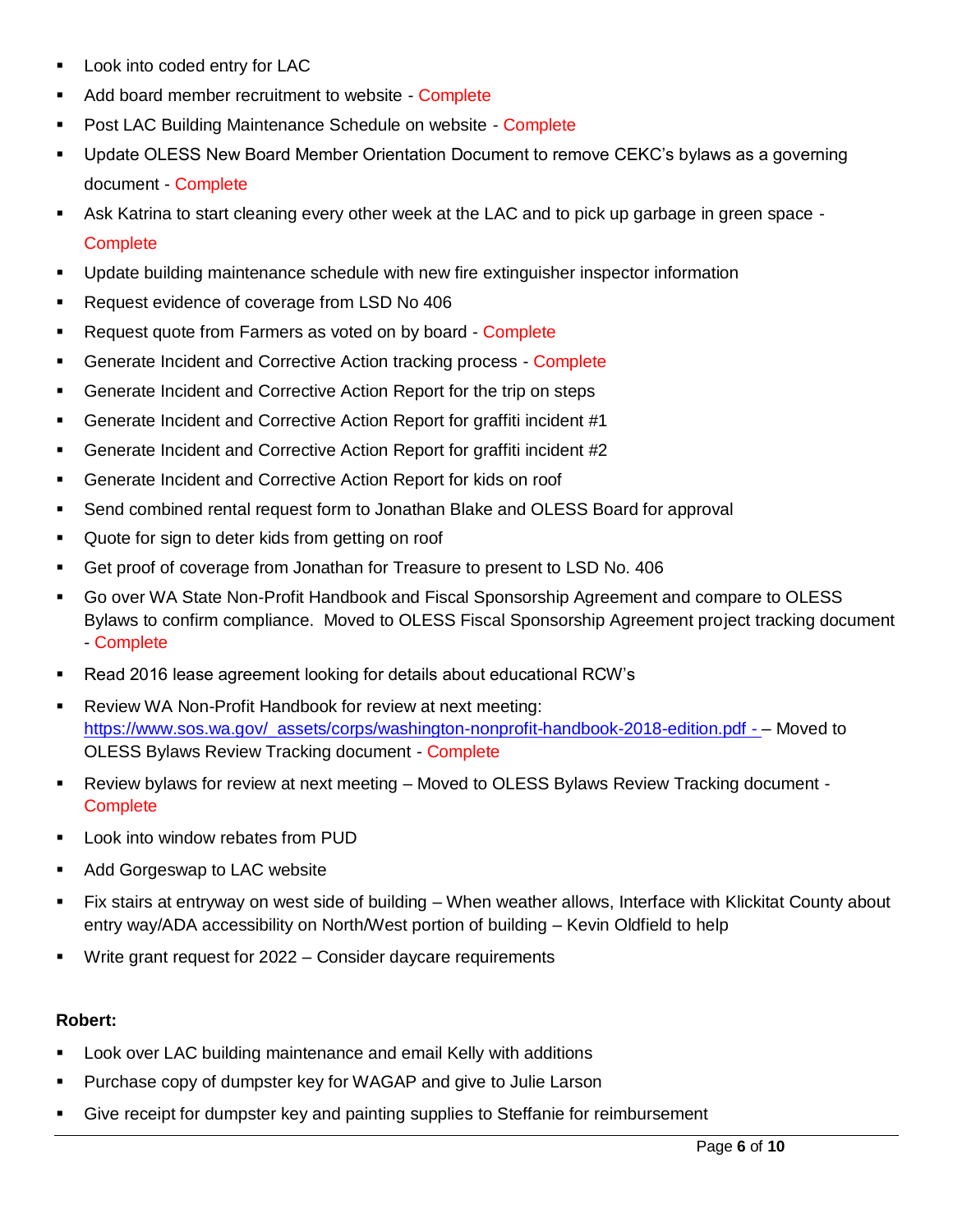- Look into coded entry for LAC
- Add board member recruitment to website - Complete
- Post LAC Building Maintenance Schedule on website - Complete
- Update OLESS New Board Member Orientation Document to remove CEKC's bylaws as a governing document - Complete
- Ask Katrina to start cleaning every other week at the LAC and to pick up garbage in green space - Complete
- Update building maintenance schedule with new fire extinguisher inspector information
- Request evidence of coverage from LSD No 406
- Request quote from Farmers as voted on by board - Complete
- Generate Incident and Corrective Action tracking process - Complete
- Generate Incident and Corrective Action Report for the trip on steps
- Generate Incident and Corrective Action Report for graffiti incident #1
- Generate Incident and Corrective Action Report for graffiti incident #2
- Generate Incident and Corrective Action Report for kids on roof
- Send combined rental request form to Jonathan Blake and OLESS Board for approval
- Quote for sign to deter kids from getting on roof
- Get proof of coverage from Jonathan for Treasure to present to LSD No. 406
- Go over WA State Non-Profit Handbook and Fiscal Sponsorship Agreement and compare to OLESS Bylaws to confirm compliance. Moved to OLESS Fiscal Sponsorship Agreement project tracking document - Complete
- Read 2016 lease agreement looking for details about educational RCW's
- Review WA Non-Profit Handbook for review at next meeting: https://www.sos.wa.gov/_assets/corps/washington-nonprofit-handbook-2018-edition.pdf - – Moved to OLESS Bylaws Review Tracking document - Complete
- Review bylaws for review at next meeting – Moved to OLESS Bylaws Review Tracking document - Complete
- Look into window rebates from PUD
- Add Gorgeswap to LAC website
- Fix stairs at entryway on west side of building – When weather allows, Interface with Klickitat County about entry way/ADA accessibility on North/West portion of building – Kevin Oldfield to help
- Write grant request for 2022 – Consider daycare requirements

**Robert:**

- Look over LAC building maintenance and email Kelly with additions
- Purchase copy of dumpster key for WAGAP and give to Julie Larson
- Give receipt for dumpster key and painting supplies to Steffanie for reimbursement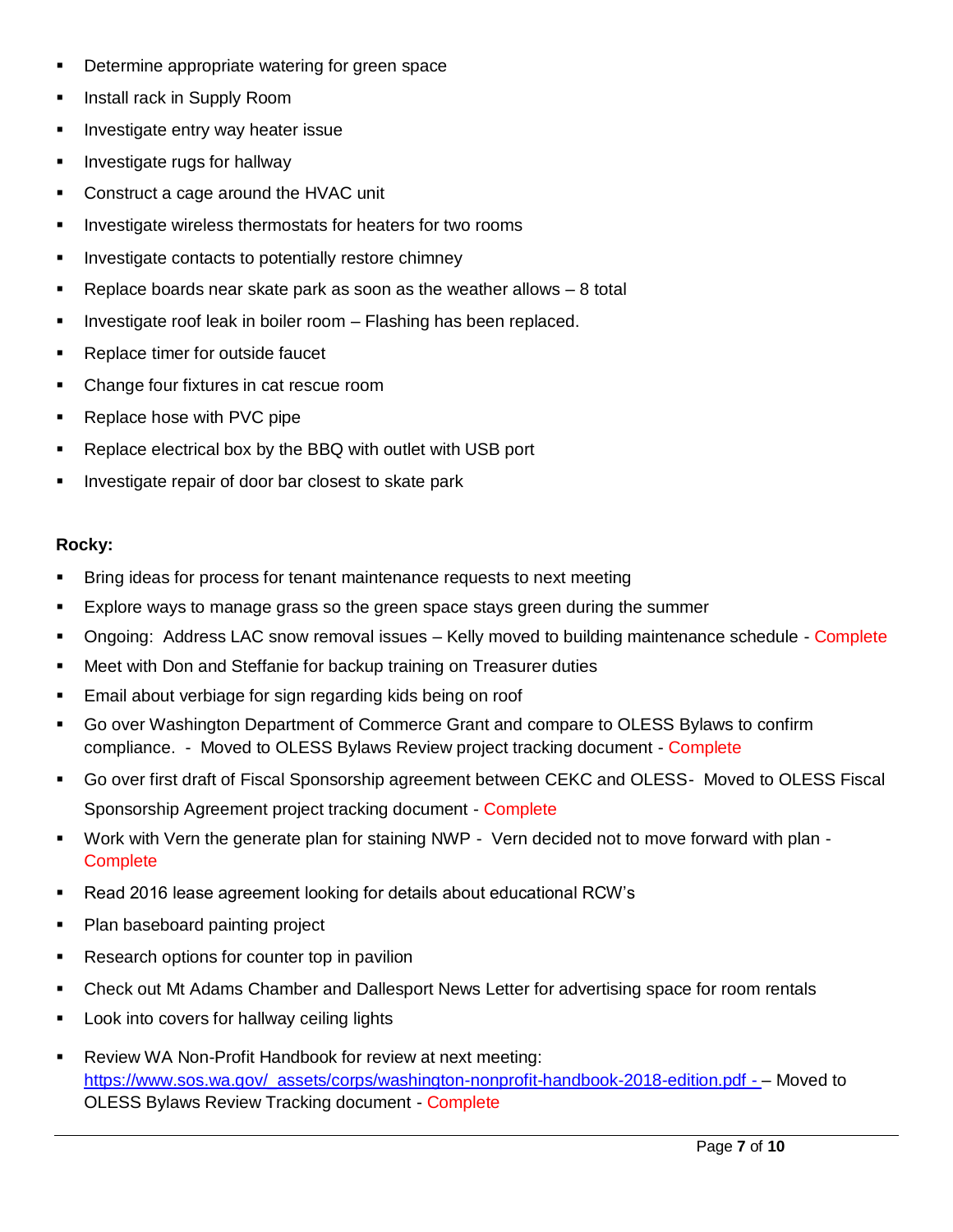- Determine appropriate watering for green space
- Install rack in Supply Room
- Investigate entry way heater issue
- Investigate rugs for hallway
- Construct a cage around the HVAC unit
- Investigate wireless thermostats for heaters for two rooms
- Investigate contacts to potentially restore chimney
- Replace boards near skate park as soon as the weather allows – 8 total
- Investigate roof leak in boiler room – Flashing has been replaced.
- Replace timer for outside faucet
- Change four fixtures in cat rescue room
- Replace hose with PVC pipe
- Replace electrical box by the BBQ with outlet with USB port
- Investigate repair of door bar closest to skate park

**Rocky:**

- Bring ideas for process for tenant maintenance requests to next meeting
- Explore ways to manage grass so the green space stays green during the summer
- Ongoing: Address LAC snow removal issues – Kelly moved to building maintenance schedule - Complete
- Meet with Don and Steffanie for backup training on Treasurer duties
- Email about verbiage for sign regarding kids being on roof
- Go over Washington Department of Commerce Grant and compare to OLESS Bylaws to confirm compliance. - Moved to OLESS Bylaws Review project tracking document - Complete
- Go over first draft of Fiscal Sponsorship agreement between CEKC and OLESS- Moved to OLESS Fiscal Sponsorship Agreement project tracking document - Complete
- Work with Vern the generate plan for staining NWP - Vern decided not to move forward with plan - Complete
- Read 2016 lease agreement looking for details about educational RCW's
- Plan baseboard painting project
- Research options for counter top in pavilion
- Check out Mt Adams Chamber and Dallesport News Letter for advertising space for room rentals
- Look into covers for hallway ceiling lights
- Review WA Non-Profit Handbook for review at next meeting: https://www.sos.wa.gov/_assets/corps/washington-nonprofit-handbook-2018-edition.pdf - – Moved to OLESS Bylaws Review Tracking document - Complete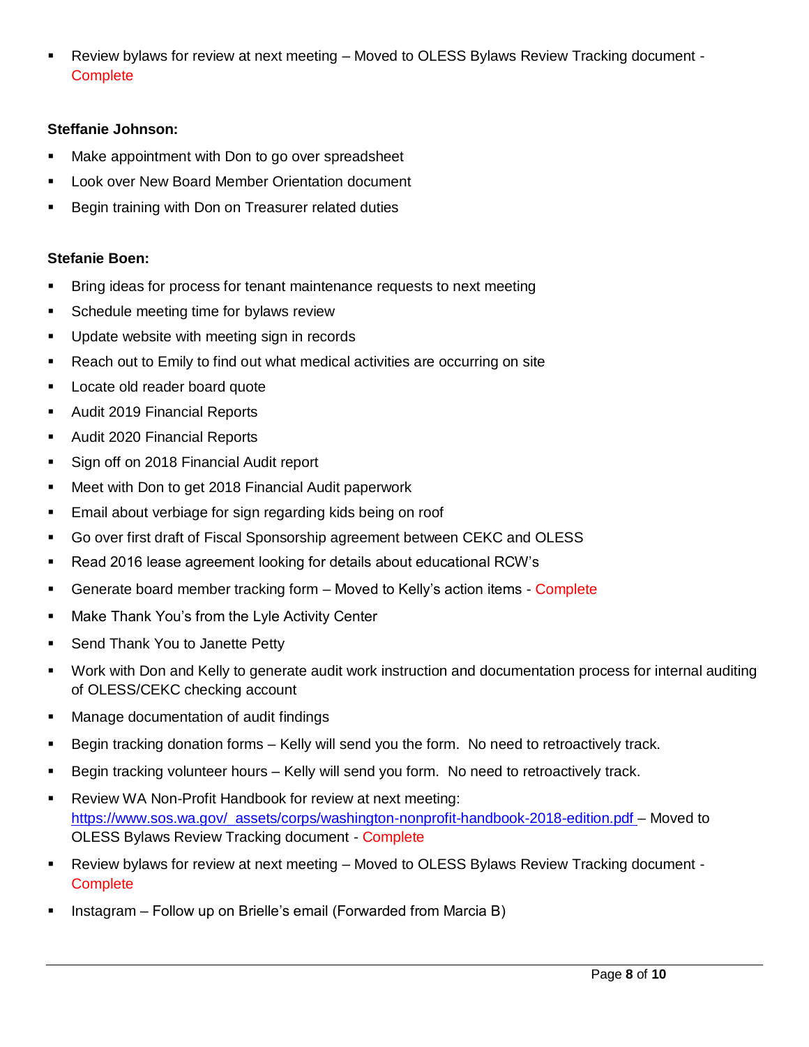- Review bylaws for review at next meeting – Moved to OLESS Bylaws Review Tracking document - Complete

**Steffanie Johnson:**

- Make appointment with Don to go over spreadsheet
- Look over New Board Member Orientation document
- Begin training with Don on Treasurer related duties

**Stefanie Boen:**

- Bring ideas for process for tenant maintenance requests to next meeting
- Schedule meeting time for bylaws review
- Update website with meeting sign in records
- Reach out to Emily to find out what medical activities are occurring on site
- Locate old reader board quote
- Audit 2019 Financial Reports
- Audit 2020 Financial Reports
- Sign off on 2018 Financial Audit report
- Meet with Don to get 2018 Financial Audit paperwork
- Email about verbiage for sign regarding kids being on roof
- Go over first draft of Fiscal Sponsorship agreement between CEKC and OLESS
- Read 2016 lease agreement looking for details about educational RCW's
- Generate board member tracking form – Moved to Kelly's action items - Complete
- Make Thank You's from the Lyle Activity Center
- Send Thank You to Janette Petty
- Work with Don and Kelly to generate audit work instruction and documentation process for internal auditing of OLESS/CEKC checking account
- Manage documentation of audit findings
- Begin tracking donation forms – Kelly will send you the form. No need to retroactively track.
- Begin tracking volunteer hours – Kelly will send you form. No need to retroactively track.
- Review WA Non-Profit Handbook for review at next meeting: https://www.sos.wa.gov/_assets/corps/washington-nonprofit-handbook-2018-edition.pdf – Moved to OLESS Bylaws Review Tracking document - Complete
- Review bylaws for review at next meeting – Moved to OLESS Bylaws Review Tracking document - Complete
- Instagram – Follow up on Brielle's email (Forwarded from Marcia B)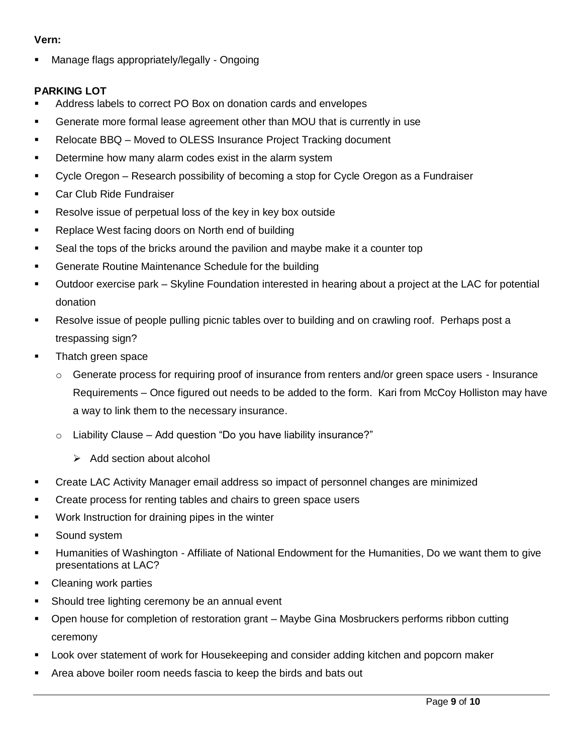**Vern:**

- Manage flags appropriately/legally - Ongoing

**PARKING LOT**

- Address labels to correct PO Box on donation cards and envelopes
- Generate more formal lease agreement other than MOU that is currently in use
- Relocate BBQ – Moved to OLESS Insurance Project Tracking document
- Determine how many alarm codes exist in the alarm system
- Cycle Oregon – Research possibility of becoming a stop for Cycle Oregon as a Fundraiser
- Car Club Ride Fundraiser
- Resolve issue of perpetual loss of the key in key box outside
- Replace West facing doors on North end of building
- Seal the tops of the bricks around the pavilion and maybe make it a counter top
- Generate Routine Maintenance Schedule for the building
- Outdoor exercise park – Skyline Foundation interested in hearing about a project at the LAC for potential donation
- Resolve issue of people pulling picnic tables over to building and on crawling roof. Perhaps post a trespassing sign?
- Thatch green space
  - Generate process for requiring proof of insurance from renters and/or green space users - Insurance Requirements – Once figured out needs to be added to the form. Kari from McCoy Holliston may have a way to link them to the necessary insurance.
  - Liability Clause – Add question "Do you have liability insurance?"
    - Add section about alcohol
- Create LAC Activity Manager email address so impact of personnel changes are minimized
- Create process for renting tables and chairs to green space users
- Work Instruction for draining pipes in the winter
- Sound system
- Humanities of Washington - Affiliate of National Endowment for the Humanities, Do we want them to give presentations at LAC?
- Cleaning work parties
- Should tree lighting ceremony be an annual event
- Open house for completion of restoration grant – Maybe Gina Mosbruckers performs ribbon cutting ceremony
- Look over statement of work for Housekeeping and consider adding kitchen and popcorn maker
- Area above boiler room needs fascia to keep the birds and bats out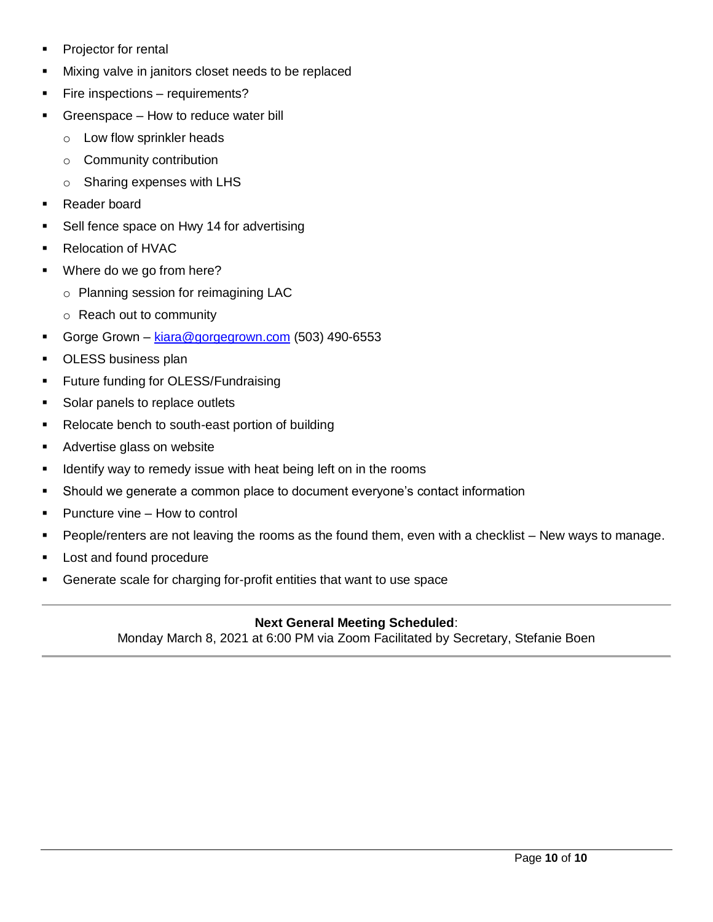- Projector for rental
- Mixing valve in janitors closet needs to be replaced
- Fire inspections – requirements?
- Greenspace – How to reduce water bill
  - Low flow sprinkler heads
  - Community contribution
  - Sharing expenses with LHS
- Reader board
- Sell fence space on Hwy 14 for advertising
- Relocation of HVAC
- Where do we go from here?
  - Planning session for reimagining LAC
  - Reach out to community
- Gorge Grown – kiara@gorgegrown.com (503) 490-6553
- OLESS business plan
- Future funding for OLESS/Fundraising
- Solar panels to replace outlets
- Relocate bench to south-east portion of building
- Advertise glass on website
- Identify way to remedy issue with heat being left on in the rooms
- Should we generate a common place to document everyone's contact information
- Puncture vine – How to control
- People/renters are not leaving the rooms as the found them, even with a checklist – New ways to manage.
- Lost and found procedure
- Generate scale for charging for-profit entities that want to use space

---

**Next General Meeting Scheduled**:
Monday March 8, 2021 at 6:00 PM via Zoom Facilitated by Secretary, Stefanie Boen

---